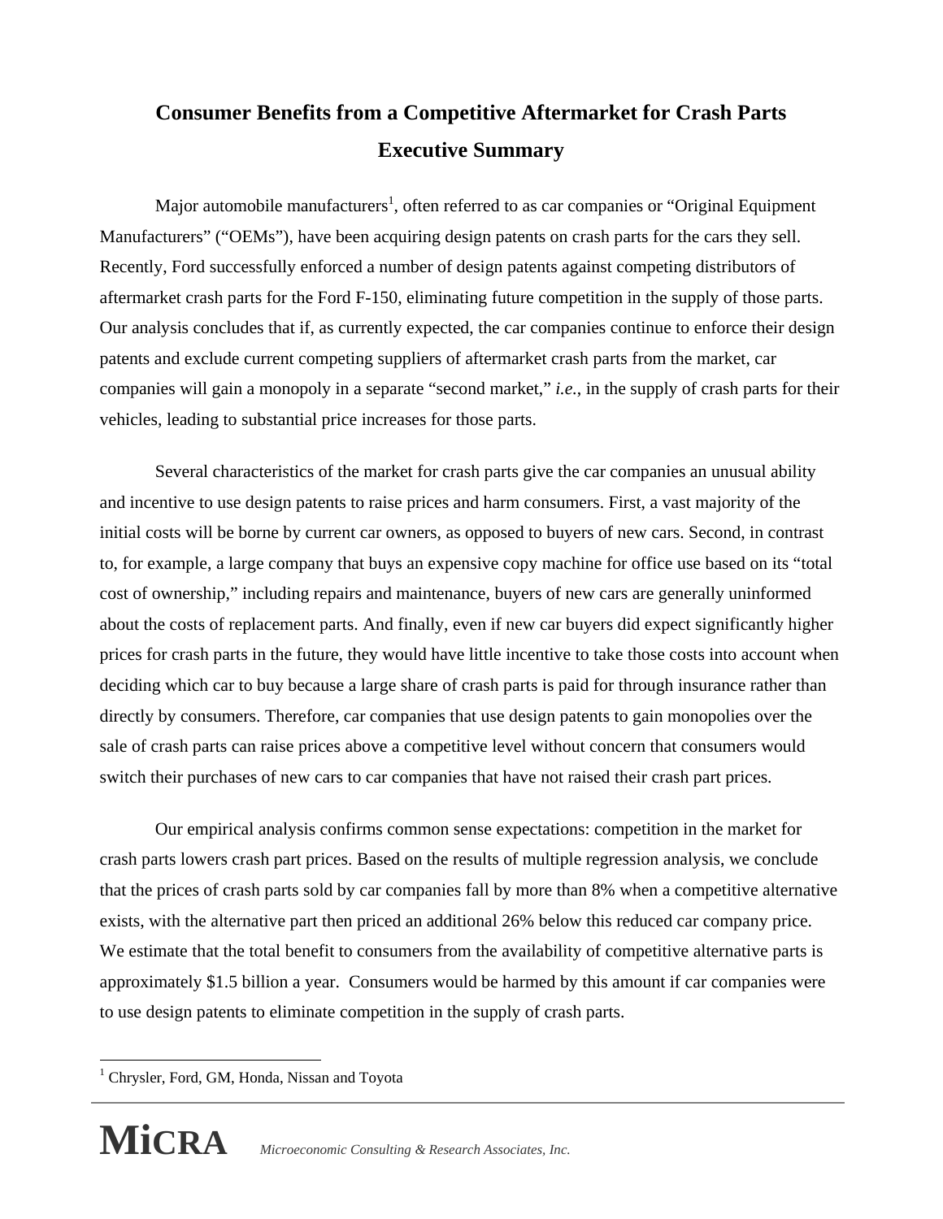# Consumer Benefits from a Competitive Aftermarket for Crash Parts

## Executive Summary

Major automobile manufacturers[1], often referred to as car companies or "Original Equipment Manufacturers" ("OEMs"), have been acquiring design patents on crash parts for the cars they sell. Recently, Ford successfully enforced a number of design patents against competing distributors of aftermarket crash parts for the Ford F-150, eliminating future competition in the supply of those parts. Our analysis concludes that if, as currently expected, the car companies continue to enforce their design patents and exclude current competing suppliers of aftermarket crash parts from the market, car companies will gain a monopoly in a separate "second market," *i.e.*, in the supply of crash parts for their vehicles, leading to substantial price increases for those parts.

Several characteristics of the market for crash parts give the car companies an unusual ability and incentive to use design patents to raise prices and harm consumers. First, a vast majority of the initial costs will be borne by current car owners, as opposed to buyers of new cars. Second, in contrast to, for example, a large company that buys an expensive copy machine for office use based on its "total cost of ownership," including repairs and maintenance, buyers of new cars are generally uninformed about the costs of replacement parts. And finally, even if new car buyers did expect significantly higher prices for crash parts in the future, they would have little incentive to take those costs into account when deciding which car to buy because a large share of crash parts is paid for through insurance rather than directly by consumers. Therefore, car companies that use design patents to gain monopolies over the sale of crash parts can raise prices above a competitive level without concern that consumers would switch their purchases of new cars to car companies that have not raised their crash part prices.

Our empirical analysis confirms common sense expectations: competition in the market for crash parts lowers crash part prices. Based on the results of multiple regression analysis, we conclude that the prices of crash parts sold by car companies fall by more than 8% when a competitive alternative exists, with the alternative part then priced an additional 26% below this reduced car company price. We estimate that the total benefit to consumers from the availability of competitive alternative parts is approximately $1.5 billion a year. Consumers would be harmed by this amount if car companies were to use design patents to eliminate competition in the supply of crash parts.

---

[1] Chrysler, Ford, GM, Honda, Nissan and Toyota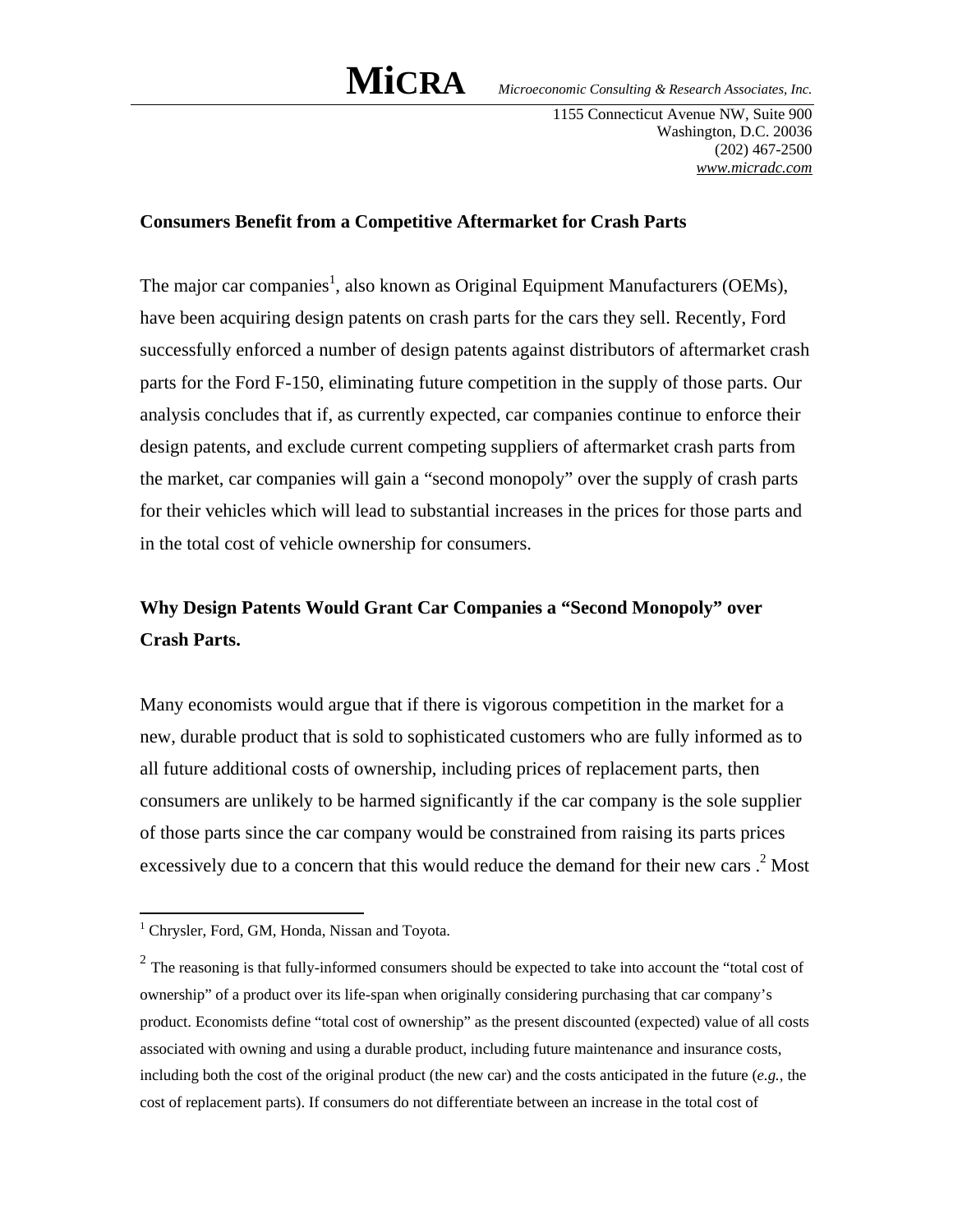**MiCRA** *Microeconomic Consulting & Research Associates, Inc.*

1155 Connecticut Avenue NW, Suite 900
Washington, D.C. 20036
(202) 467-2500
www.micradc.com

**Consumers Benefit from a Competitive Aftermarket for Crash Parts**

The major car companies[1], also known as Original Equipment Manufacturers (OEMs), have been acquiring design patents on crash parts for the cars they sell. Recently, Ford successfully enforced a number of design patents against distributors of aftermarket crash parts for the Ford F-150, eliminating future competition in the supply of those parts. Our analysis concludes that if, as currently expected, car companies continue to enforce their design patents, and exclude current competing suppliers of aftermarket crash parts from the market, car companies will gain a "second monopoly" over the supply of crash parts for their vehicles which will lead to substantial increases in the prices for those parts and in the total cost of vehicle ownership for consumers.

**Why Design Patents Would Grant Car Companies a "Second Monopoly" over Crash Parts.**

Many economists would argue that if there is vigorous competition in the market for a new, durable product that is sold to sophisticated customers who are fully informed as to all future additional costs of ownership, including prices of replacement parts, then consumers are unlikely to be harmed significantly if the car company is the sole supplier of those parts since the car company would be constrained from raising its parts prices excessively due to a concern that this would reduce the demand for their new cars .[2] Most

[1] Chrysler, Ford, GM, Honda, Nissan and Toyota.

[2] The reasoning is that fully-informed consumers should be expected to take into account the "total cost of ownership" of a product over its life-span when originally considering purchasing that car company's product. Economists define "total cost of ownership" as the present discounted (expected) value of all costs associated with owning and using a durable product, including future maintenance and insurance costs, including both the cost of the original product (the new car) and the costs anticipated in the future (*e.g.*, the cost of replacement parts). If consumers do not differentiate between an increase in the total cost of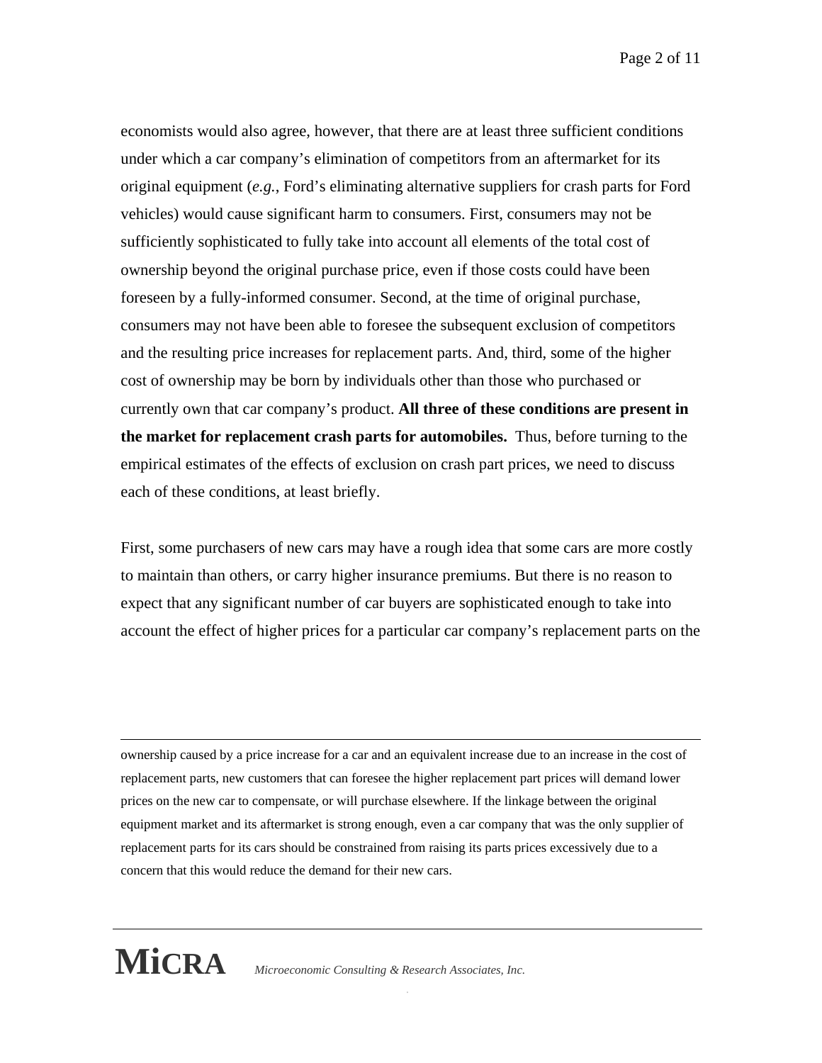economists would also agree, however, that there are at least three sufficient conditions under which a car company's elimination of competitors from an aftermarket for its original equipment (*e.g.*, Ford's eliminating alternative suppliers for crash parts for Ford vehicles) would cause significant harm to consumers. First, consumers may not be sufficiently sophisticated to fully take into account all elements of the total cost of ownership beyond the original purchase price, even if those costs could have been foreseen by a fully-informed consumer. Second, at the time of original purchase, consumers may not have been able to foresee the subsequent exclusion of competitors and the resulting price increases for replacement parts. And, third, some of the higher cost of ownership may be born by individuals other than those who purchased or currently own that car company's product. **All three of these conditions are present in the market for replacement crash parts for automobiles.** Thus, before turning to the empirical estimates of the effects of exclusion on crash part prices, we need to discuss each of these conditions, at least briefly.

First, some purchasers of new cars may have a rough idea that some cars are more costly to maintain than others, or carry higher insurance premiums. But there is no reason to expect that any significant number of car buyers are sophisticated enough to take into account the effect of higher prices for a particular car company's replacement parts on the

---

ownership caused by a price increase for a car and an equivalent increase due to an increase in the cost of replacement parts, new customers that can foresee the higher replacement part prices will demand lower prices on the new car to compensate, or will purchase elsewhere. If the linkage between the original equipment market and its aftermarket is strong enough, even a car company that was the only supplier of replacement parts for its cars should be constrained from raising its parts prices excessively due to a concern that this would reduce the demand for their new cars.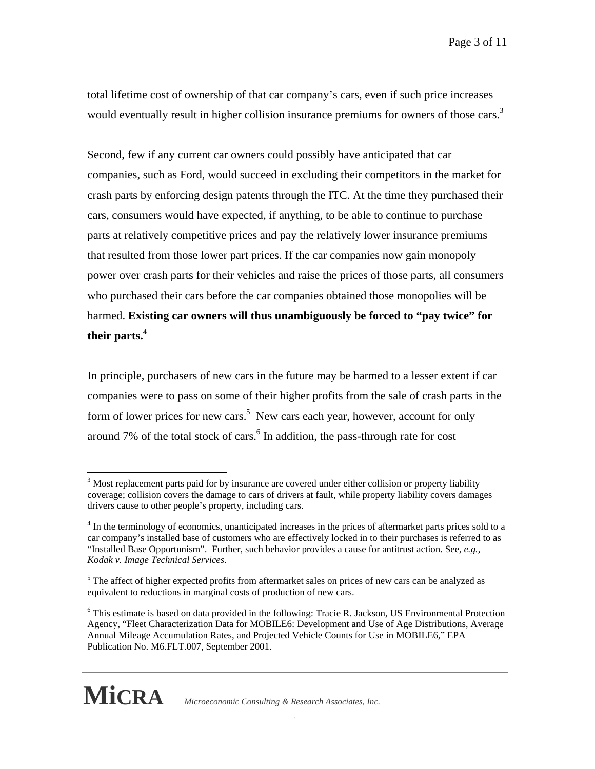total lifetime cost of ownership of that car company's cars, even if such price increases would eventually result in higher collision insurance premiums for owners of those cars.[3]

Second, few if any current car owners could possibly have anticipated that car companies, such as Ford, would succeed in excluding their competitors in the market for crash parts by enforcing design patents through the ITC. At the time they purchased their cars, consumers would have expected, if anything, to be able to continue to purchase parts at relatively competitive prices and pay the relatively lower insurance premiums that resulted from those lower part prices. If the car companies now gain monopoly power over crash parts for their vehicles and raise the prices of those parts, all consumers who purchased their cars before the car companies obtained those monopolies will be harmed. **Existing car owners will thus unambiguously be forced to "pay twice" for their parts.[4]**

In principle, purchasers of new cars in the future may be harmed to a lesser extent if car companies were to pass on some of their higher profits from the sale of crash parts in the form of lower prices for new cars.[5] New cars each year, however, account for only around 7% of the total stock of cars.[6] In addition, the pass-through rate for cost

---

[3] Most replacement parts paid for by insurance are covered under either collision or property liability coverage; collision covers the damage to cars of drivers at fault, while property liability covers damages drivers cause to other people's property, including cars.

[4] In the terminology of economics, unanticipated increases in the prices of aftermarket parts prices sold to a car company's installed base of customers who are effectively locked in to their purchases is referred to as "Installed Base Opportunism". Further, such behavior provides a cause for antitrust action. See, *e.g.*, *Kodak v. Image Technical Services.*

[5] The affect of higher expected profits from aftermarket sales on prices of new cars can be analyzed as equivalent to reductions in marginal costs of production of new cars.

[6] This estimate is based on data provided in the following: Tracie R. Jackson, US Environmental Protection Agency, "Fleet Characterization Data for MOBILE6: Development and Use of Age Distributions, Average Annual Mileage Accumulation Rates, and Projected Vehicle Counts for Use in MOBILE6," EPA Publication No. M6.FLT.007, September 2001.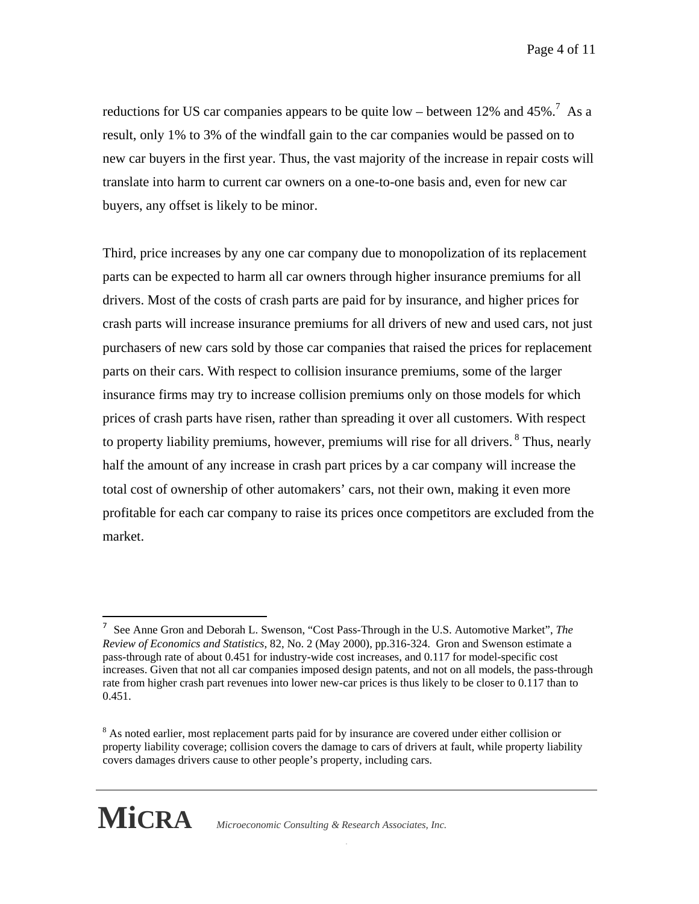reductions for US car companies appears to be quite low – between 12% and 45%.[7] As a result, only 1% to 3% of the windfall gain to the car companies would be passed on to new car buyers in the first year. Thus, the vast majority of the increase in repair costs will translate into harm to current car owners on a one-to-one basis and, even for new car buyers, any offset is likely to be minor.

Third, price increases by any one car company due to monopolization of its replacement parts can be expected to harm all car owners through higher insurance premiums for all drivers. Most of the costs of crash parts are paid for by insurance, and higher prices for crash parts will increase insurance premiums for all drivers of new and used cars, not just purchasers of new cars sold by those car companies that raised the prices for replacement parts on their cars. With respect to collision insurance premiums, some of the larger insurance firms may try to increase collision premiums only on those models for which prices of crash parts have risen, rather than spreading it over all customers. With respect to property liability premiums, however, premiums will rise for all drivers.[8] Thus, nearly half the amount of any increase in crash part prices by a car company will increase the total cost of ownership of other automakers' cars, not their own, making it even more profitable for each car company to raise its prices once competitors are excluded from the market.

---

[7] See Anne Gron and Deborah L. Swenson, "Cost Pass-Through in the U.S. Automotive Market", *The Review of Economics and Statistics*, 82, No. 2 (May 2000), pp.316-324. Gron and Swenson estimate a pass-through rate of about 0.451 for industry-wide cost increases, and 0.117 for model-specific cost increases. Given that not all car companies imposed design patents, and not on all models, the pass-through rate from higher crash part revenues into lower new-car prices is thus likely to be closer to 0.117 than to 0.451.

[8] As noted earlier, most replacement parts paid for by insurance are covered under either collision or property liability coverage; collision covers the damage to cars of drivers at fault, while property liability covers damages drivers cause to other people's property, including cars.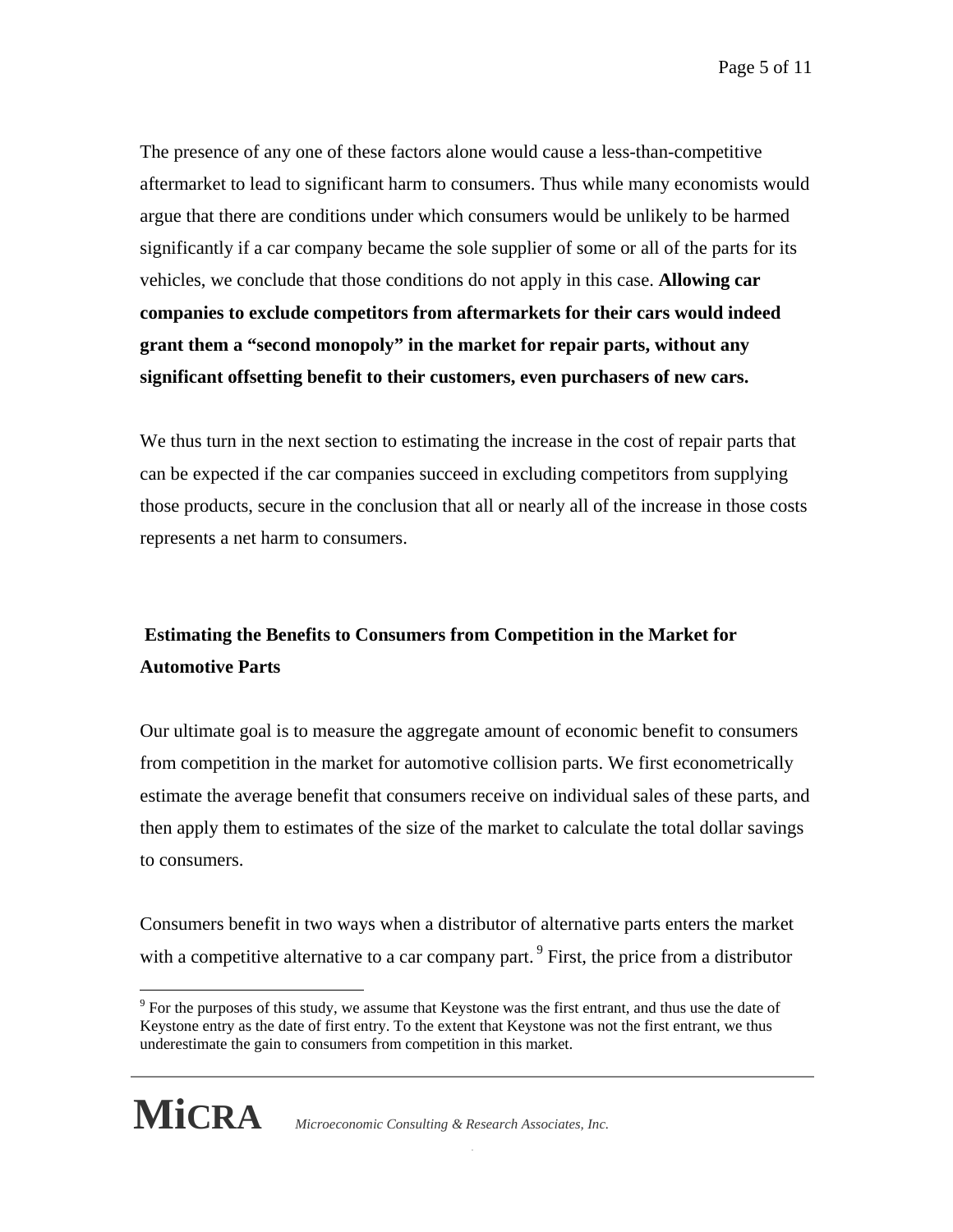The presence of any one of these factors alone would cause a less-than-competitive aftermarket to lead to significant harm to consumers. Thus while many economists would argue that there are conditions under which consumers would be unlikely to be harmed significantly if a car company became the sole supplier of some or all of the parts for its vehicles, we conclude that those conditions do not apply in this case. **Allowing car companies to exclude competitors from aftermarkets for their cars would indeed grant them a "second monopoly" in the market for repair parts, without any significant offsetting benefit to their customers, even purchasers of new cars.**

We thus turn in the next section to estimating the increase in the cost of repair parts that can be expected if the car companies succeed in excluding competitors from supplying those products, secure in the conclusion that all or nearly all of the increase in those costs represents a net harm to consumers.

## Estimating the Benefits to Consumers from Competition in the Market for Automotive Parts

Our ultimate goal is to measure the aggregate amount of economic benefit to consumers from competition in the market for automotive collision parts. We first econometrically estimate the average benefit that consumers receive on individual sales of these parts, and then apply them to estimates of the size of the market to calculate the total dollar savings to consumers.

Consumers benefit in two ways when a distributor of alternative parts enters the market with a competitive alternative to a car company part.[9] First, the price from a distributor

[9] For the purposes of this study, we assume that Keystone was the first entrant, and thus use the date of Keystone entry as the date of first entry. To the extent that Keystone was not the first entrant, we thus underestimate the gain to consumers from competition in this market.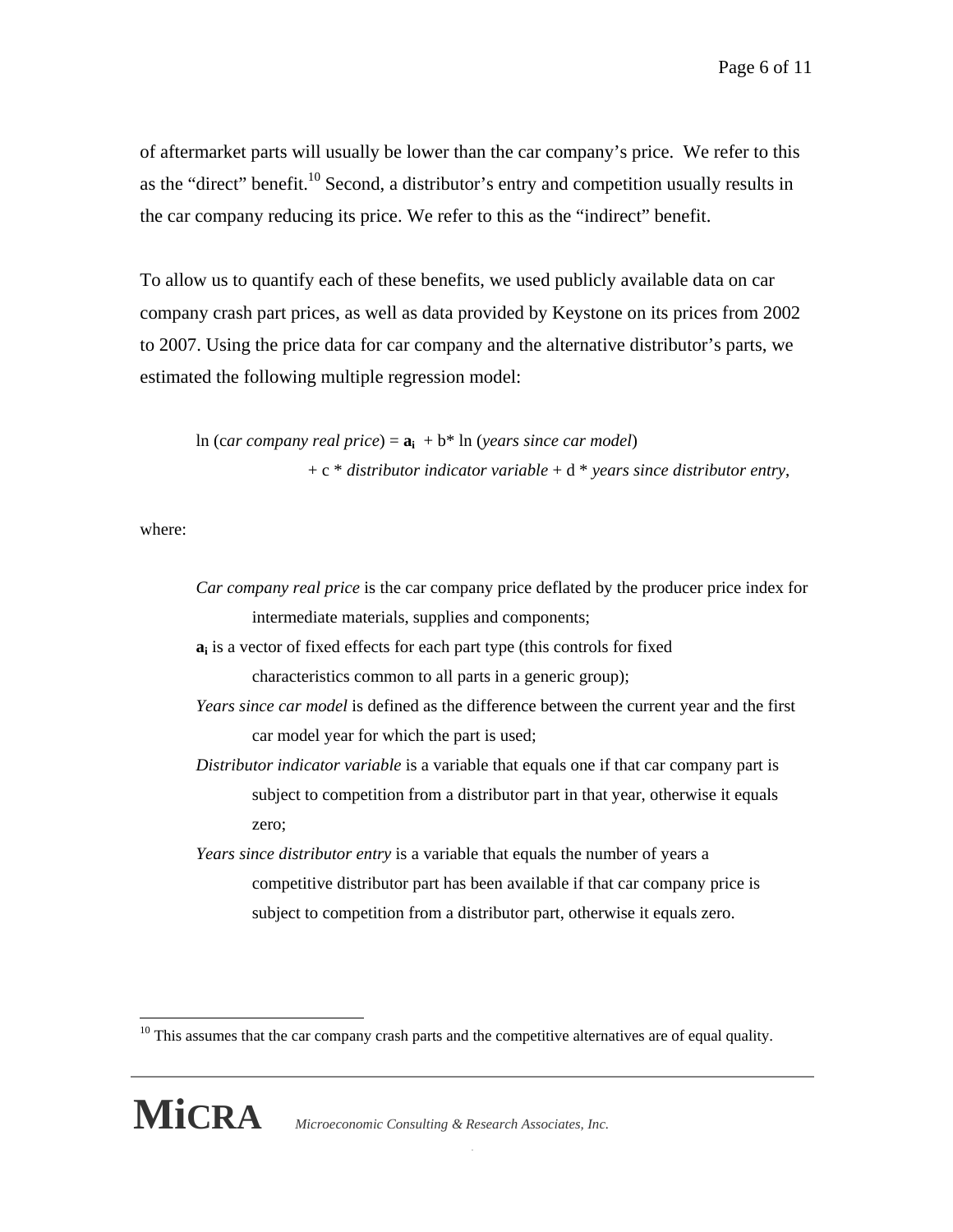of aftermarket parts will usually be lower than the car company's price. We refer to this as the "direct" benefit.[10] Second, a distributor's entry and competition usually results in the car company reducing its price. We refer to this as the "indirect" benefit.

To allow us to quantify each of these benefits, we used publicly available data on car company crash part prices, as well as data provided by Keystone on its prices from 2002 to 2007. Using the price data for car company and the alternative distributor's parts, we estimated the following multiple regression model:

$$\ln(\textit{car company real price}) = \mathbf{a_i} + b * \ln(\textit{years since car model}) + c * \textit{distributor indicator variable} + d * \textit{years since distributor entry},$$

where:

- *Car company real price* is the car company price deflated by the producer price index for intermediate materials, supplies and components;
- $\mathbf{a_i}$ is a vector of fixed effects for each part type (this controls for fixed characteristics common to all parts in a generic group);
- *Years since car model* is defined as the difference between the current year and the first car model year for which the part is used;
- *Distributor indicator variable* is a variable that equals one if that car company part is subject to competition from a distributor part in that year, otherwise it equals zero;
- *Years since distributor entry* is a variable that equals the number of years a competitive distributor part has been available if that car company price is subject to competition from a distributor part, otherwise it equals zero.

[10] This assumes that the car company crash parts and the competitive alternatives are of equal quality.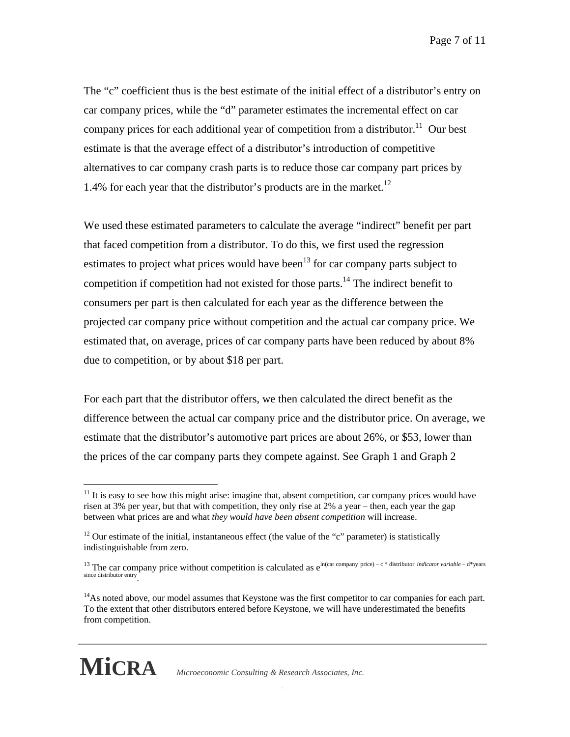The "c" coefficient thus is the best estimate of the initial effect of a distributor's entry on car company prices, while the "d" parameter estimates the incremental effect on car company prices for each additional year of competition from a distributor.[11] Our best estimate is that the average effect of a distributor's introduction of competitive alternatives to car company crash parts is to reduce those car company part prices by 1.4% for each year that the distributor's products are in the market.[12]

We used these estimated parameters to calculate the average "indirect" benefit per part that faced competition from a distributor. To do this, we first used the regression estimates to project what prices would have been[13] for car company parts subject to competition if competition had not existed for those parts.[14] The indirect benefit to consumers per part is then calculated for each year as the difference between the projected car company price without competition and the actual car company price. We estimated that, on average, prices of car company parts have been reduced by about 8% due to competition, or by about $18 per part.

For each part that the distributor offers, we then calculated the direct benefit as the difference between the actual car company price and the distributor price. On average, we estimate that the distributor's automotive part prices are about 26%, or $53, lower than the prices of the car company parts they compete against. See Graph 1 and Graph 2

---

[11] It is easy to see how this might arise: imagine that, absent competition, car company prices would have risen at 3% per year, but that with competition, they only rise at 2% a year – then, each year the gap between what prices are and what *they would have been absent competition* will increase.

[12] Our estimate of the initial, instantaneous effect (the value of the "c" parameter) is statistically indistinguishable from zero.

[13] The car company price without competition is calculated as $e^{\ln(\text{car company price}) - c \cdot \text{distributor } \textit{indicator variable} - d \cdot \text{years since distributor entry}}$.

[14] As noted above, our model assumes that Keystone was the first competitor to car companies for each part. To the extent that other distributors entered before Keystone, we will have underestimated the benefits from competition.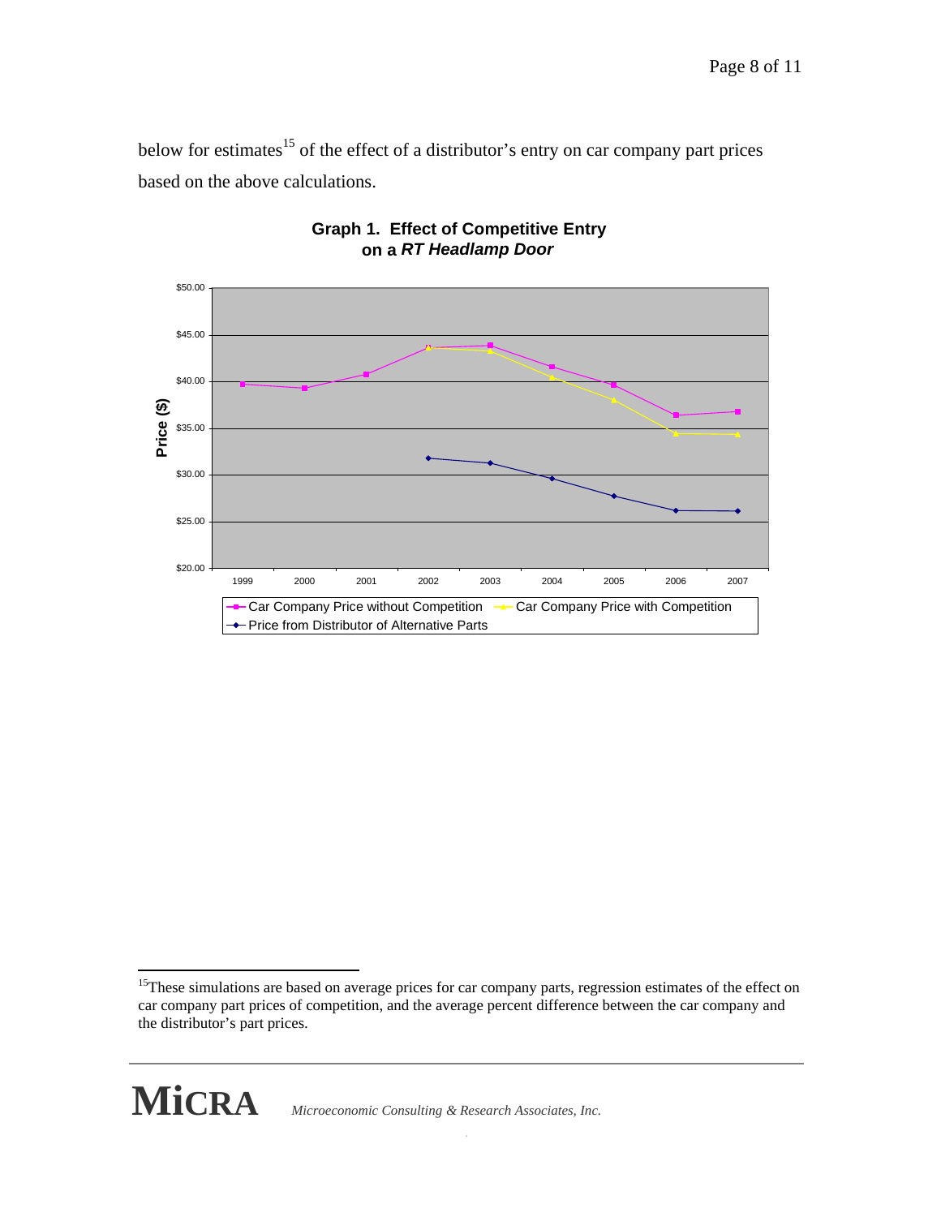below for estimates[15] of the effect of a distributor's entry on car company part prices based on the above calculations.

**Graph 1. Effect of Competitive Entry on a *RT Headlamp Door***

Price ($)

$50.00
$45.00
$40.00
$35.00
$30.00
$25.00
$20.00

1999 2000 2001 2002 2003 2004 2005 2006 2007

Car Company Price without Competition
Car Company Price with Competition
Price from Distributor of Alternative Parts

---

[15]These simulations are based on average prices for car company parts, regression estimates of the effect on car company part prices of competition, and the average percent difference between the car company and the distributor's part prices.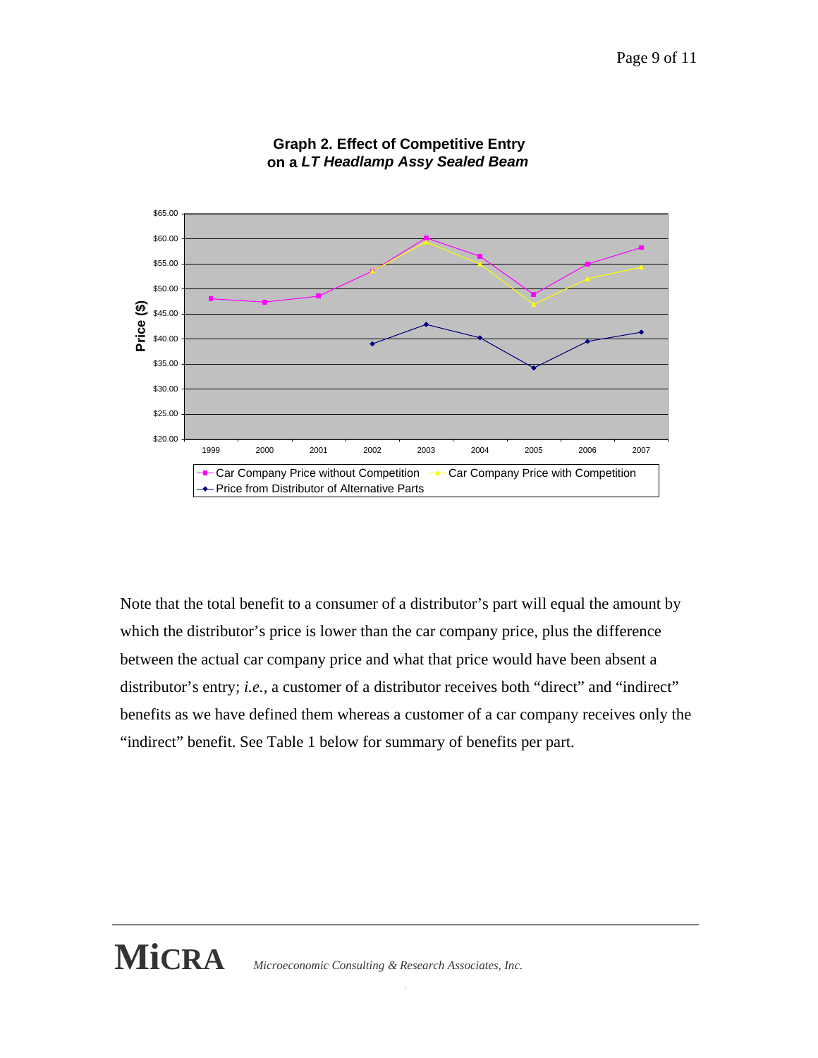**Graph 2. Effect of Competitive Entry on a *LT Headlamp Assy Sealed Beam***

Note that the total benefit to a consumer of a distributor's part will equal the amount by which the distributor's price is lower than the car company price, plus the difference between the actual car company price and what that price would have been absent a distributor's entry; *i.e.*, a customer of a distributor receives both "direct" and "indirect" benefits as we have defined them whereas a customer of a car company receives only the "indirect" benefit. See Table 1 below for summary of benefits per part.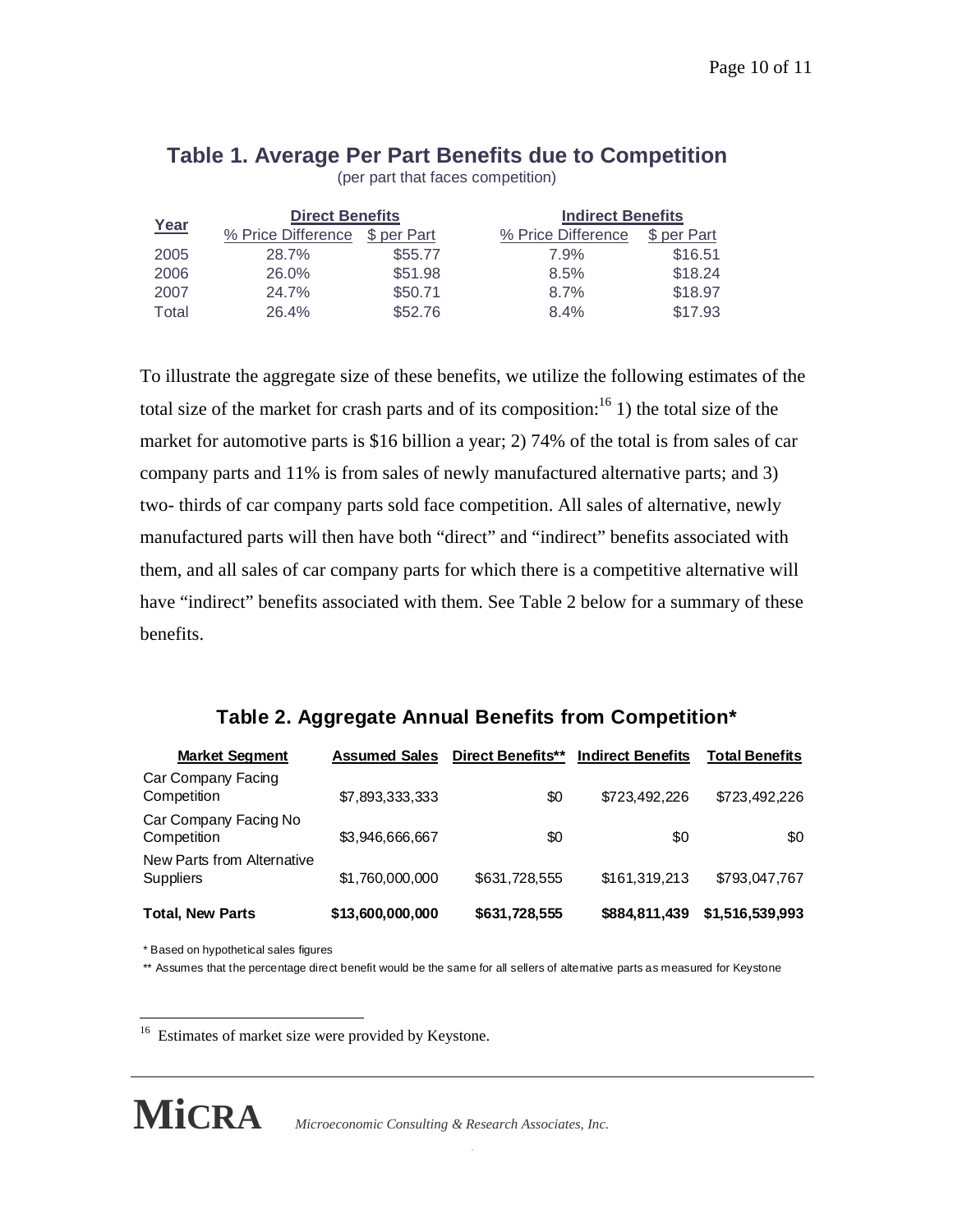## Table 1. Average Per Part Benefits due to Competition

(per part that faces competition)

| Year | Direct Benefits | | Indirect Benefits | |
|---|---|---|---|---|
| | % Price Difference | $ per Part | % Price Difference | $ per Part |
| 2005 | 28.7% | $55.77 | 7.9% | $16.51 |
| 2006 | 26.0% | $51.98 | 8.5% | $18.24 |
| 2007 | 24.7% | $50.71 | 8.7% | $18.97 |
| Total | 26.4% | $52.76 | 8.4% | $17.93 |

To illustrate the aggregate size of these benefits, we utilize the following estimates of the total size of the market for crash parts and of its composition:[16] 1) the total size of the market for automotive parts is $16 billion a year; 2) 74% of the total is from sales of car company parts and 11% is from sales of newly manufactured alternative parts; and 3) two- thirds of car company parts sold face competition. All sales of alternative, newly manufactured parts will then have both "direct" and "indirect" benefits associated with them, and all sales of car company parts for which there is a competitive alternative will have "indirect" benefits associated with them. See Table 2 below for a summary of these benefits.

## Table 2. Aggregate Annual Benefits from Competition*

| Market Segment | Assumed Sales | Direct Benefits** | Indirect Benefits | Total Benefits |
|---|---|---|---|---|
| Car Company Facing Competition | $7,893,333,333 | $0 | $723,492,226 | $723,492,226 |
| Car Company Facing No Competition | $3,946,666,667 | $0 | $0 | $0 |
| New Parts from Alternative Suppliers | $1,760,000,000 | $631,728,555 | $161,319,213 | $793,047,767 |
| **Total, New Parts** | **$13,600,000,000** | **$631,728,555** | **$884,811,439** | **$1,516,539,993** |

* Based on hypothetical sales figures

** Assumes that the percentage direct benefit would be the same for all sellers of alternative parts as measured for Keystone

[16] Estimates of market size were provided by Keystone.

**MiCRA** *Microeconomic Consulting & Research Associates, Inc.*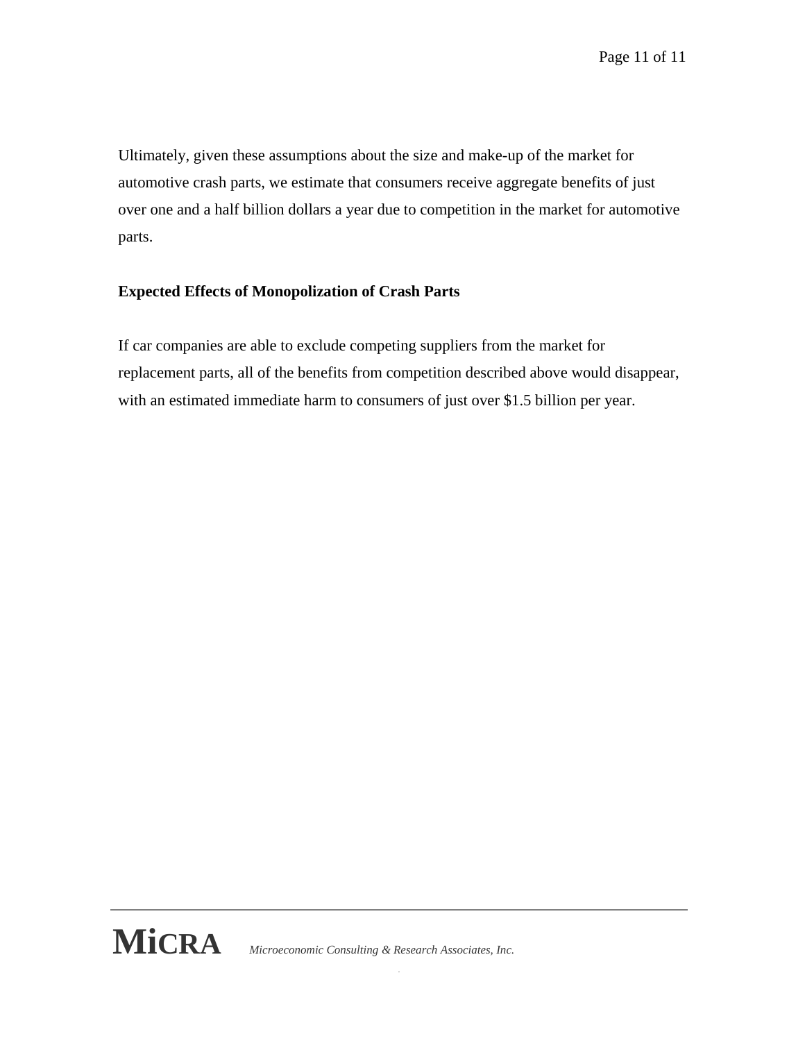Ultimately, given these assumptions about the size and make-up of the market for automotive crash parts, we estimate that consumers receive aggregate benefits of just over one and a half billion dollars a year due to competition in the market for automotive parts.

**Expected Effects of Monopolization of Crash Parts**

If car companies are able to exclude competing suppliers from the market for replacement parts, all of the benefits from competition described above would disappear, with an estimated immediate harm to consumers of just over $1.5 billion per year.